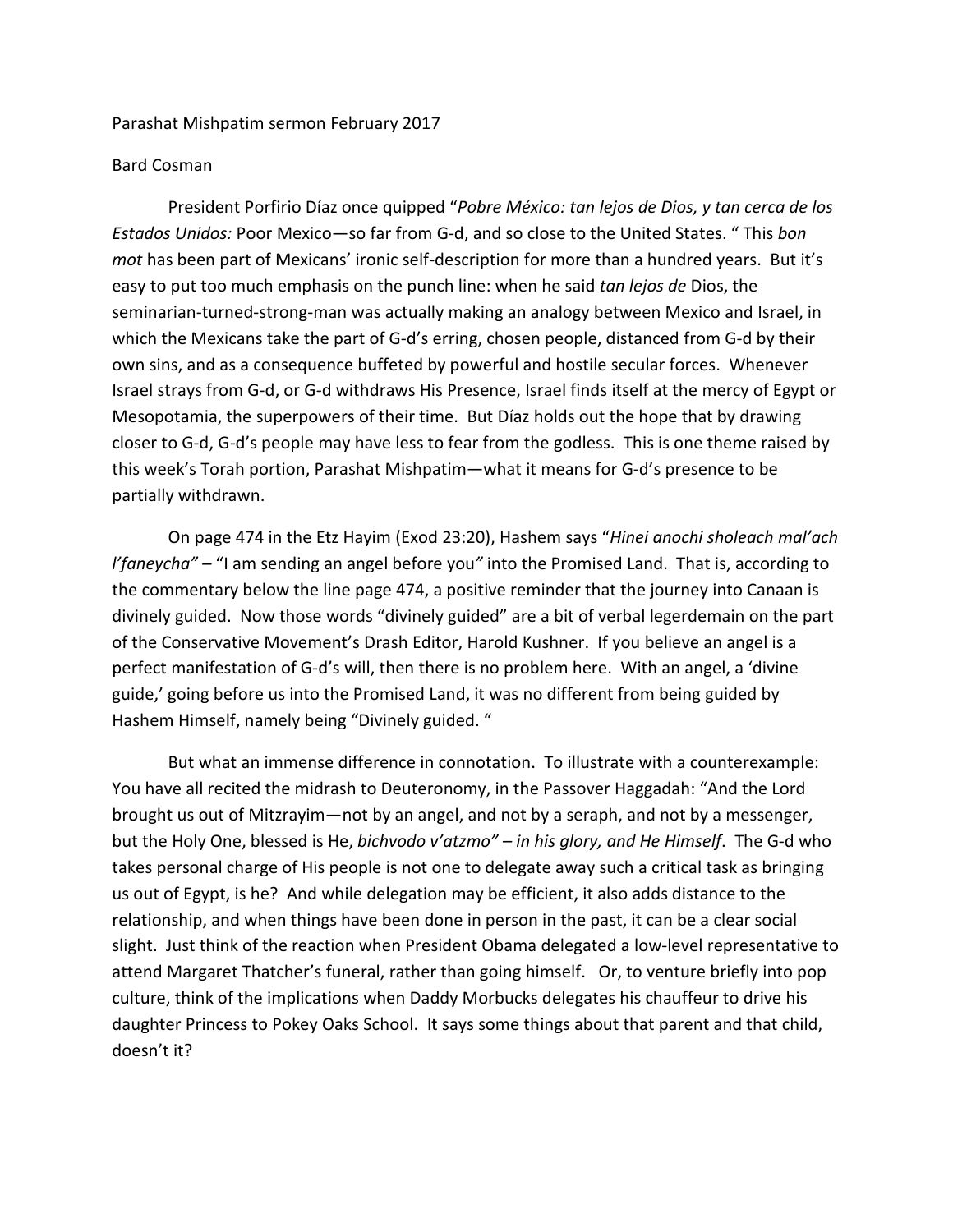Parashat Mishpatim sermon February 2017

Bard Cosman

President Porfirio Díaz once quipped "*Pobre México: tan lejos de Dios, y tan cerca de los Estados Unidos:* Poor Mexico—so far from G-d, and so close to the United States. " This *bon mot* has been part of Mexicans' ironic self-description for more than a hundred years. But it's easy to put too much emphasis on the punch line: when he said *tan lejos de* Dios, the seminarian-turned-strong-man was actually making an analogy between Mexico and Israel, in which the Mexicans take the part of G-d's erring, chosen people, distanced from G-d by their own sins, and as a consequence buffeted by powerful and hostile secular forces. Whenever Israel strays from G-d, or G-d withdraws His Presence, Israel finds itself at the mercy of Egypt or Mesopotamia, the superpowers of their time. But Díaz holds out the hope that by drawing closer to G-d, G-d's people may have less to fear from the godless. This is one theme raised by this week's Torah portion, Parashat Mishpatim—what it means for G-d's presence to be partially withdrawn.

On page 474 in the Etz Hayim (Exod 23:20), Hashem says "*Hinei anochi sholeach mal'ach l'faneycha"* – "I am sending an angel before you*"* into the Promised Land. That is, according to the commentary below the line page 474, a positive reminder that the journey into Canaan is divinely guided. Now those words "divinely guided" are a bit of verbal legerdemain on the part of the Conservative Movement's Drash Editor, Harold Kushner. If you believe an angel is a perfect manifestation of G-d's will, then there is no problem here. With an angel, a 'divine guide,' going before us into the Promised Land, it was no different from being guided by Hashem Himself, namely being "Divinely guided. "

But what an immense difference in connotation. To illustrate with a counterexample: You have all recited the midrash to Deuteronomy, in the Passover Haggadah: "And the Lord brought us out of Mitzrayim—not by an angel, and not by a seraph, and not by a messenger, but the Holy One, blessed is He, *bichvodo v'atzmo" – in his glory, and He Himself*. The G-d who takes personal charge of His people is not one to delegate away such a critical task as bringing us out of Egypt, is he? And while delegation may be efficient, it also adds distance to the relationship, and when things have been done in person in the past, it can be a clear social slight. Just think of the reaction when President Obama delegated a low-level representative to attend Margaret Thatcher's funeral, rather than going himself. Or, to venture briefly into pop culture, think of the implications when Daddy Morbucks delegates his chauffeur to drive his daughter Princess to Pokey Oaks School. It says some things about that parent and that child, doesn't it?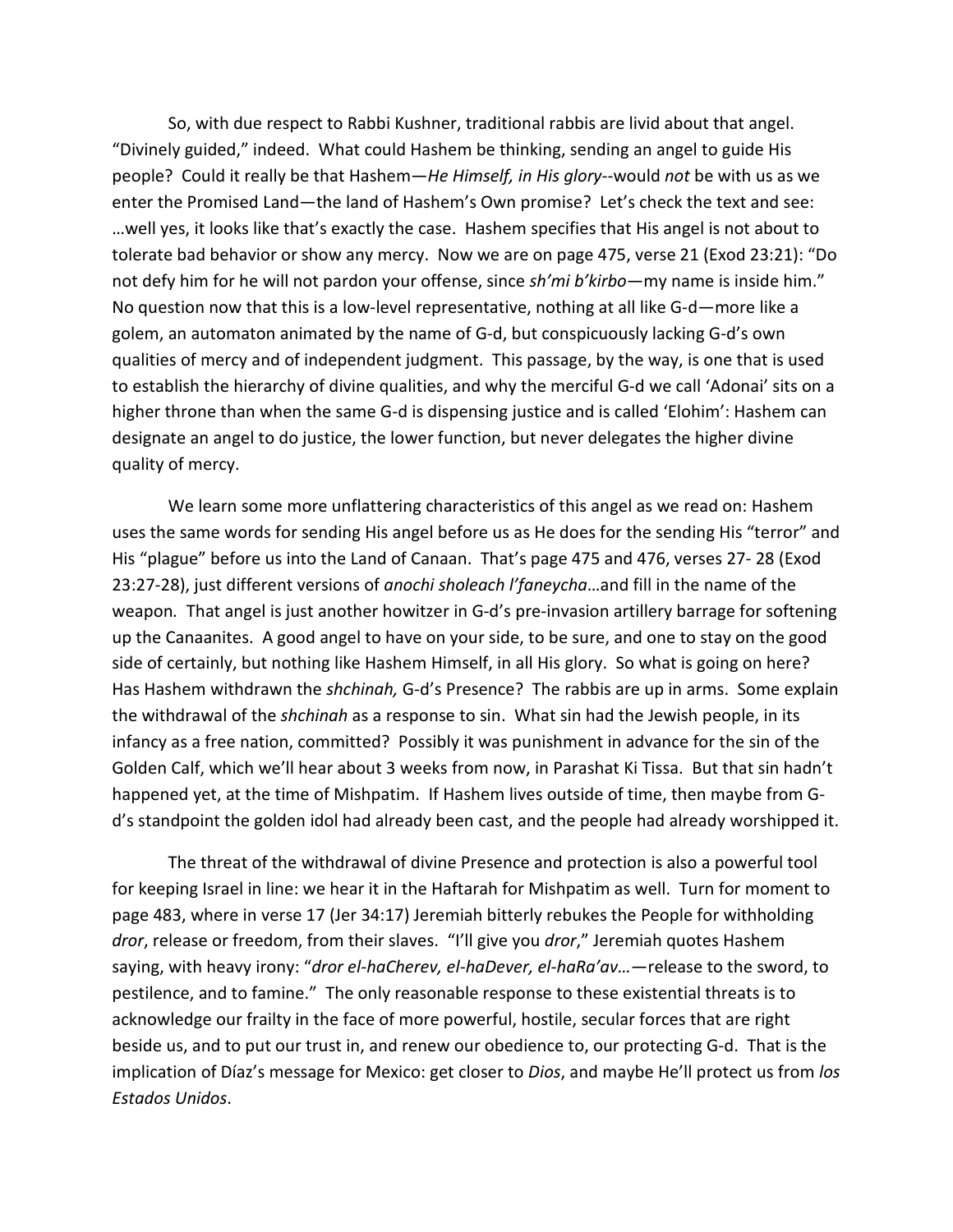So, with due respect to Rabbi Kushner, traditional rabbis are livid about that angel. "Divinely guided," indeed. What could Hashem be thinking, sending an angel to guide His people? Could it really be that Hashem—*He Himself, in His glory*--would *not* be with us as we enter the Promised Land—the land of Hashem's Own promise? Let's check the text and see: …well yes, it looks like that's exactly the case. Hashem specifies that His angel is not about to tolerate bad behavior or show any mercy. Now we are on page 475, verse 21 (Exod 23:21): "Do not defy him for he will not pardon your offense, since *sh'mi b'kirbo*—my name is inside him." No question now that this is a low-level representative, nothing at all like G-d—more like a golem, an automaton animated by the name of G-d, but conspicuously lacking G-d's own qualities of mercy and of independent judgment. This passage, by the way, is one that is used to establish the hierarchy of divine qualities, and why the merciful G-d we call 'Adonai' sits on a higher throne than when the same G-d is dispensing justice and is called 'Elohim': Hashem can designate an angel to do justice, the lower function, but never delegates the higher divine quality of mercy.

We learn some more unflattering characteristics of this angel as we read on: Hashem uses the same words for sending His angel before us as He does for the sending His "terror" and His "plague" before us into the Land of Canaan. That's page 475 and 476, verses 27- 28 (Exod 23:27-28), just different versions of *anochi sholeach l'faneycha*…and fill in the name of the weapon*.* That angel is just another howitzer in G-d's pre-invasion artillery barrage for softening up the Canaanites. A good angel to have on your side, to be sure, and one to stay on the good side of certainly, but nothing like Hashem Himself, in all His glory. So what is going on here? Has Hashem withdrawn the *shchinah,* G-d's Presence? The rabbis are up in arms. Some explain the withdrawal of the *shchinah* as a response to sin. What sin had the Jewish people, in its infancy as a free nation, committed? Possibly it was punishment in advance for the sin of the Golden Calf, which we'll hear about 3 weeks from now, in Parashat Ki Tissa. But that sin hadn't happened yet, at the time of Mishpatim. If Hashem lives outside of time, then maybe from G-d's standpoint the golden idol had already been cast, and the people had already worshipped it.

The threat of the withdrawal of divine Presence and protection is also a powerful tool for keeping Israel in line: we hear it in the Haftarah for Mishpatim as well. Turn for moment to page 483, where in verse 17 (Jer 34:17) Jeremiah bitterly rebukes the People for withholding *dror*, release or freedom, from their slaves. "I'll give you *dror*," Jeremiah quotes Hashem saying, with heavy irony: "*dror el-haCherev, el-haDever, el-haRa'av…*—release to the sword, to pestilence, and to famine." The only reasonable response to these existential threats is to acknowledge our frailty in the face of more powerful, hostile, secular forces that are right beside us, and to put our trust in, and renew our obedience to, our protecting G-d. That is the implication of Díaz's message for Mexico: get closer to *Dios*, and maybe He'll protect us from *los Estados Unidos*.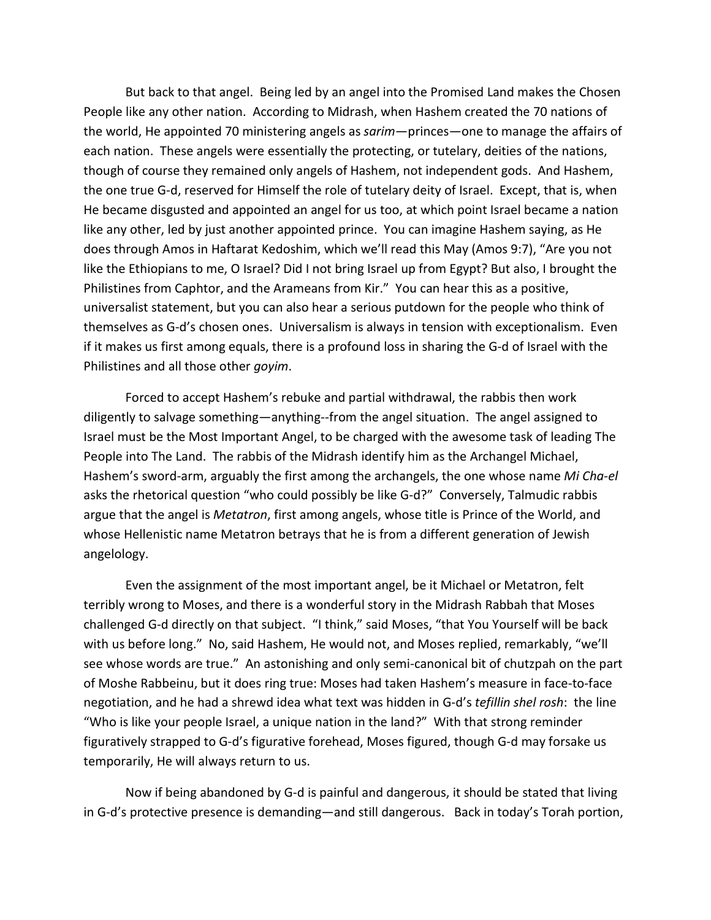But back to that angel. Being led by an angel into the Promised Land makes the Chosen People like any other nation. According to Midrash, when Hashem created the 70 nations of the world, He appointed 70 ministering angels as *sarim*—princes—one to manage the affairs of each nation. These angels were essentially the protecting, or tutelary, deities of the nations, though of course they remained only angels of Hashem, not independent gods. And Hashem, the one true G-d, reserved for Himself the role of tutelary deity of Israel. Except, that is, when He became disgusted and appointed an angel for us too, at which point Israel became a nation like any other, led by just another appointed prince. You can imagine Hashem saying, as He does through Amos in Haftarat Kedoshim, which we'll read this May (Amos 9:7), "Are you not like the Ethiopians to me, O Israel? Did I not bring Israel up from Egypt? But also, I brought the Philistines from Caphtor, and the Arameans from Kir." You can hear this as a positive, universalist statement, but you can also hear a serious putdown for the people who think of themselves as G-d's chosen ones. Universalism is always in tension with exceptionalism. Even if it makes us first among equals, there is a profound loss in sharing the G-d of Israel with the Philistines and all those other *goyim*.

Forced to accept Hashem's rebuke and partial withdrawal, the rabbis then work diligently to salvage something—anything--from the angel situation. The angel assigned to Israel must be the Most Important Angel, to be charged with the awesome task of leading The People into The Land. The rabbis of the Midrash identify him as the Archangel Michael, Hashem's sword-arm, arguably the first among the archangels, the one whose name *Mi Cha-el* asks the rhetorical question "who could possibly be like G-d?" Conversely, Talmudic rabbis argue that the angel is *Metatron*, first among angels, whose title is Prince of the World, and whose Hellenistic name Metatron betrays that he is from a different generation of Jewish angelology.

Even the assignment of the most important angel, be it Michael or Metatron, felt terribly wrong to Moses, and there is a wonderful story in the Midrash Rabbah that Moses challenged G-d directly on that subject. "I think," said Moses, "that You Yourself will be back with us before long." No, said Hashem, He would not, and Moses replied, remarkably, "we'll see whose words are true." An astonishing and only semi-canonical bit of chutzpah on the part of Moshe Rabbeinu, but it does ring true: Moses had taken Hashem's measure in face-to-face negotiation, and he had a shrewd idea what text was hidden in G-d's *tefillin shel rosh*: the line "Who is like your people Israel, a unique nation in the land?" With that strong reminder figuratively strapped to G-d's figurative forehead, Moses figured, though G-d may forsake us temporarily, He will always return to us.

Now if being abandoned by G-d is painful and dangerous, it should be stated that living in G-d's protective presence is demanding—and still dangerous. Back in today's Torah portion,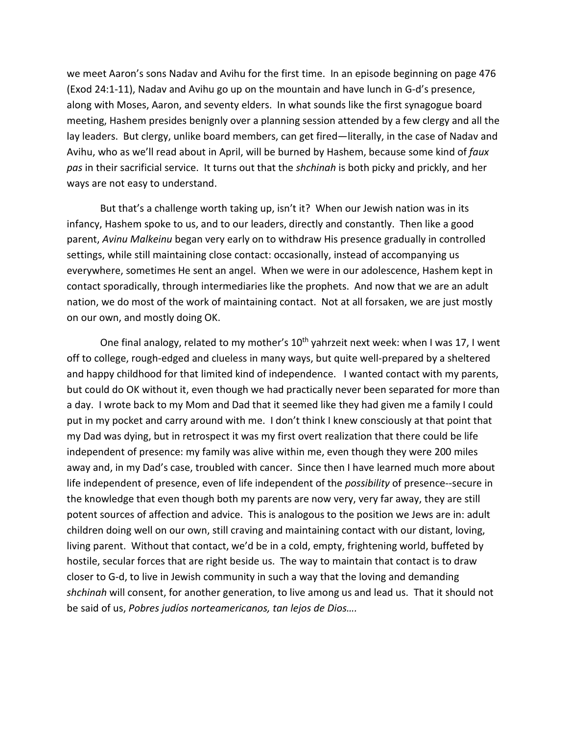we meet Aaron's sons Nadav and Avihu for the first time. In an episode beginning on page 476 (Exod 24:1-11), Nadav and Avihu go up on the mountain and have lunch in G-d's presence, along with Moses, Aaron, and seventy elders. In what sounds like the first synagogue board meeting, Hashem presides benignly over a planning session attended by a few clergy and all the lay leaders. But clergy, unlike board members, can get fired—literally, in the case of Nadav and Avihu, who as we'll read about in April, will be burned by Hashem, because some kind of *faux pas* in their sacrificial service. It turns out that the *shchinah* is both picky and prickly, and her ways are not easy to understand.

But that's a challenge worth taking up, isn't it? When our Jewish nation was in its infancy, Hashem spoke to us, and to our leaders, directly and constantly. Then like a good parent, *Avinu Malkeinu* began very early on to withdraw His presence gradually in controlled settings, while still maintaining close contact: occasionally, instead of accompanying us everywhere, sometimes He sent an angel. When we were in our adolescence, Hashem kept in contact sporadically, through intermediaries like the prophets. And now that we are an adult nation, we do most of the work of maintaining contact. Not at all forsaken, we are just mostly on our own, and mostly doing OK.

One final analogy, related to my mother's 10th yahrzeit next week: when I was 17, I went off to college, rough-edged and clueless in many ways, but quite well-prepared by a sheltered and happy childhood for that limited kind of independence. I wanted contact with my parents, but could do OK without it, even though we had practically never been separated for more than a day. I wrote back to my Mom and Dad that it seemed like they had given me a family I could put in my pocket and carry around with me. I don't think I knew consciously at that point that my Dad was dying, but in retrospect it was my first overt realization that there could be life independent of presence: my family was alive within me, even though they were 200 miles away and, in my Dad's case, troubled with cancer. Since then I have learned much more about life independent of presence, even of life independent of the *possibility* of presence--secure in the knowledge that even though both my parents are now very, very far away, they are still potent sources of affection and advice. This is analogous to the position we Jews are in: adult children doing well on our own, still craving and maintaining contact with our distant, loving, living parent. Without that contact, we'd be in a cold, empty, frightening world, buffeted by hostile, secular forces that are right beside us. The way to maintain that contact is to draw closer to G-d, to live in Jewish community in such a way that the loving and demanding *shchinah* will consent, for another generation, to live among us and lead us. That it should not be said of us, *Pobres judíos norteamericanos, tan lejos de Dios….*